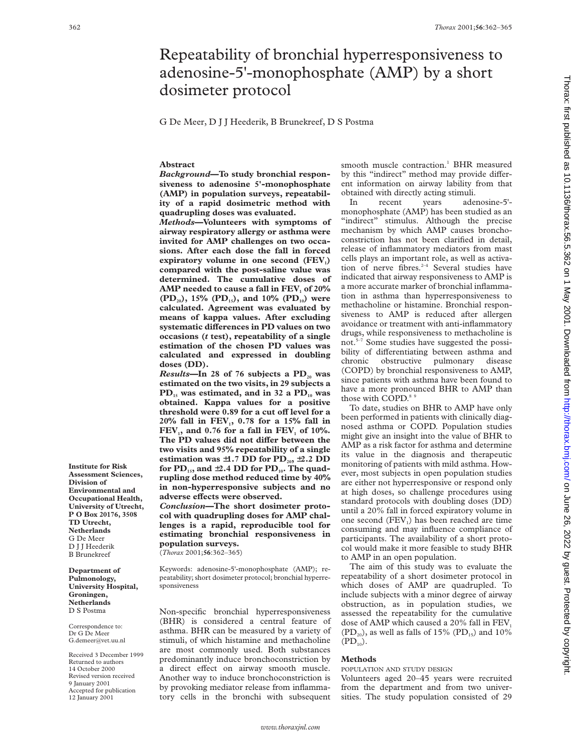# Repeatability of bronchial hyperresponsiveness to adenosine-5'-monophosphate (AMP) by a short dosimeter protocol

G De Meer, D J J Heederik, B Brunekreef, D S Postma

Institute for Risk Assessment Sciences, Division of Environmental and Occupational Health, University of Utrecht, P O Box 20176, 3508 TD Utrecht, Netherlands
G De Meer
D J J Heederik
B Brunekreef

Department of Pulmonology, University Hospital, Groningen, Netherlands
D S Postma

Correspondence to: Dr G De Meer G.demeer@vet.uu.nl

Received 3 December 1999
Returned to authors 14 October 2000
Revised version received 9 January 2001
Accepted for publication 12 January 2001

## Abstract

***Background*—To study bronchial responsiveness to adenosine 5'-monophosphate (AMP) in population surveys, repeatability of a rapid dosimetric method with quadrupling doses was evaluated.**

***Methods*—Volunteers with symptoms of airway respiratory allergy or asthma were invited for AMP challenges on two occasions. After each dose the fall in forced expiratory volume in one second ($FEV_1$) compared with the post-saline value was determined. The cumulative doses of AMP needed to cause a fall in $FEV_1$ of 20% ($PD_{20}$), 15% ($PD_{15}$), and 10% ($PD_{10}$) were calculated. Agreement was evaluated by means of kappa values. After excluding systematic differences in PD values on two occasions (*t* test), repeatability of a single estimation of the chosen PD values was calculated and expressed in doubling doses (DD).**

***Results*—In 28 of 76 subjects a $PD_{20}$ was estimated on the two visits, in 29 subjects a $PD_{15}$ was estimated, and in 32 a $PD_{10}$ was obtained. Kappa values for a positive threshold were 0.89 for a cut off level for a 20% fall in $FEV_1$, 0.78 for a 15% fall in $FEV_1$, and 0.76 for a fall in $FEV_1$ of 10%. The PD values did not differ between the two visits and 95% repeatability of a single estimation was ±1.7 DD for $PD_{20}$, ±2.2 DD for $PD_{15}$, and ±2.4 DD for $PD_{10}$. The quadrupling dose method reduced time by 40% in non-hyperresponsive subjects and no adverse effects were observed.**

***Conclusion*—The short dosimeter protocol with quadrupling doses for AMP challenges is a rapid, reproducible tool for estimating bronchial responsiveness in population surveys.**

(*Thorax* 2001;**56**:362–365)

Keywords: adenosine-5'-monophosphate (AMP); repeatability; short dosimeter protocol; bronchial hyperresponsiveness

Non-specific bronchial hyperresponsiveness (BHR) is considered a central feature of asthma. BHR can be measured by a variety of stimuli, of which histamine and methacholine are most commonly used. Both substances predominantly induce bronchoconstriction by a direct effect on airway smooth muscle. Another way to induce bronchoconstriction is by provoking mediator release from inflammatory cells in the bronchi with subsequent smooth muscle contraction.[1] BHR measured by this "indirect" method may provide different information on airway lability from that obtained with directly acting stimuli.

In recent years adenosine-5'-monophosphate (AMP) has been studied as an "indirect" stimulus. Although the precise mechanism by which AMP causes bronchoconstriction has not been clarified in detail, release of inflammatory mediators from mast cells plays an important role, as well as activation of nerve fibres.[2–4] Several studies have indicated that airway responsiveness to AMP is a more accurate marker of bronchial inflammation in asthma than hyperresponsiveness to methacholine or histamine. Bronchial responsiveness to AMP is reduced after allergen avoidance or treatment with anti-inflammatory drugs, while responsiveness to methacholine is not.[5–7] Some studies have suggested the possibility of differentiating between asthma and chronic obstructive pulmonary disease (COPD) by bronchial responsiveness to AMP, since patients with asthma have been found to have a more pronounced BHR to AMP than those with COPD.[8 9]

To date, studies on BHR to AMP have only been performed in patients with clinically diagnosed asthma or COPD. Population studies might give an insight into the value of BHR to AMP as a risk factor for asthma and determine its value in the diagnosis and therapeutic monitoring of patients with mild asthma. However, most subjects in open population studies are either not hyperresponsive or respond only at high doses, so challenge procedures using standard protocols with doubling doses (DD) until a 20% fall in forced expiratory volume in one second ($FEV_1$) has been reached are time consuming and may influence compliance of participants. The availability of a short protocol would make it more feasible to study BHR to AMP in an open population.

The aim of this study was to evaluate the repeatability of a short dosimeter protocol in which doses of AMP are quadrupled. To include subjects with a minor degree of airway obstruction, as in population studies, we assessed the repeatability for the cumulative dose of AMP which caused a 20% fall in $FEV_1$ ($PD_{20}$), as well as falls of 15% ($PD_{15}$) and 10% ($PD_{10}$).

## Methods

### POPULATION AND STUDY DESIGN

Volunteers aged 20–45 years were recruited from the department and from two universities. The study population consisted of 29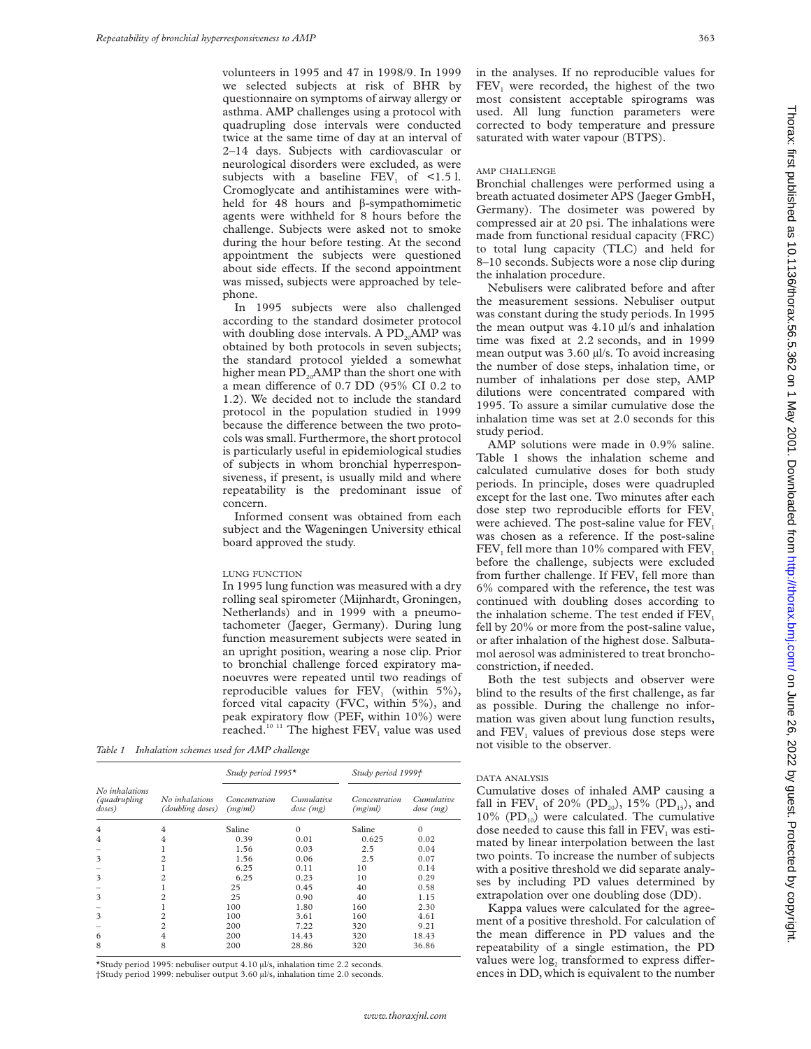volunteers in 1995 and 47 in 1998/9. In 1999 we selected subjects at risk of BHR by questionnaire on symptoms of airway allergy or asthma. AMP challenges using a protocol with quadrupling dose intervals were conducted twice at the same time of day at an interval of 2–14 days. Subjects with cardiovascular or neurological disorders were excluded, as were subjects with a baseline $FEV_1$ of <1.5 l. Cromoglycate and antihistamines were withheld for 48 hours and β-sympathomimetic agents were withheld for 8 hours before the challenge. Subjects were asked not to smoke during the hour before testing. At the second appointment the subjects were questioned about side effects. If the second appointment was missed, subjects were approached by telephone.

In 1995 subjects were also challenged according to the standard dosimeter protocol with doubling dose intervals. A $PD_{20}$AMP was obtained by both protocols in seven subjects; the standard protocol yielded a somewhat higher mean $PD_{20}$AMP than the short one with a mean difference of 0.7 DD (95% CI 0.2 to 1.2). We decided not to include the standard protocol in the population studied in 1999 because the difference between the two protocols was small. Furthermore, the short protocol is particularly useful in epidemiological studies of subjects in whom bronchial hyperresponsiveness, if present, is usually mild and where repeatability is the predominant issue of concern.

Informed consent was obtained from each subject and the Wageningen University ethical board approved the study.

### LUNG FUNCTION

In 1995 lung function was measured with a dry rolling seal spirometer (Mijnhardt, Groningen, Netherlands) and in 1999 with a pneumotachometer (Jaeger, Germany). During lung function measurement subjects were seated in an upright position, wearing a nose clip. Prior to bronchial challenge forced expiratory manoeuvres were repeated until two readings of reproducible values for $FEV_1$ (within 5%), forced vital capacity (FVC, within 5%), and peak expiratory flow (PEF, within 10%) were reached.[10 11] The highest $FEV_1$ value was used in the analyses. If no reproducible values for $FEV_1$ were recorded, the highest of the two most consistent acceptable spirograms was used. All lung function parameters were corrected to body temperature and pressure saturated with water vapour (BTPS).

*Table 1 Inhalation schemes used for AMP challenge*

| No inhalations (quadrupling doses) | No inhalations (doubling doses) | Study period 1995* | | Study period 1999† | |
|---|---|---|---|---|---|
| | | Concentration (mg/ml) | Cumulative dose (mg) | Concentration (mg/ml) | Cumulative dose (mg) |
| 4 | 4 | Saline | 0 | Saline | 0 |
| 4 | 4 | 0.39 | 0.01 | 0.625 | 0.02 |
| – | 1 | 1.56 | 0.03 | 2.5 | 0.04 |
| 3 | 2 | 1.56 | 0.06 | 2.5 | 0.07 |
| – | 1 | 6.25 | 0.11 | 10 | 0.14 |
| 3 | 2 | 6.25 | 0.23 | 10 | 0.29 |
| – | 1 | 25 | 0.45 | 40 | 0.58 |
| 3 | 2 | 25 | 0.90 | 40 | 1.15 |
| – | 1 | 100 | 1.80 | 160 | 2.30 |
| 3 | 2 | 100 | 3.61 | 160 | 4.61 |
| – | 2 | 200 | 7.22 | 320 | 9.21 |
| 6 | 4 | 200 | 14.43 | 320 | 18.43 |
| 8 | 8 | 200 | 28.86 | 320 | 36.86 |

*Study period 1995: nebuliser output 4.10 μl/s, inhalation time 2.2 seconds.
†Study period 1999: nebuliser output 3.60 μl/s, inhalation time 2.0 seconds.

### AMP CHALLENGE

Bronchial challenges were performed using a breath actuated dosimeter APS (Jaeger GmbH, Germany). The dosimeter was powered by compressed air at 20 psi. The inhalations were made from functional residual capacity (FRC) to total lung capacity (TLC) and held for 8–10 seconds. Subjects wore a nose clip during the inhalation procedure.

Nebulisers were calibrated before and after the measurement sessions. Nebuliser output was constant during the study periods. In 1995 the mean output was 4.10 μl/s and inhalation time was fixed at 2.2 seconds, and in 1999 mean output was 3.60 μl/s. To avoid increasing the number of dose steps, inhalation time, or number of inhalations per dose step, AMP dilutions were concentrated compared with 1995. To assure a similar cumulative dose the inhalation time was set at 2.0 seconds for this study period.

AMP solutions were made in 0.9% saline. Table 1 shows the inhalation scheme and calculated cumulative doses for both study periods. In principle, doses were quadrupled except for the last one. Two minutes after each dose step two reproducible efforts for $FEV_1$ were achieved. The post-saline value for $FEV_1$ was chosen as a reference. If the post-saline $FEV_1$ fell more than 10% compared with $FEV_1$ before the challenge, subjects were excluded from further challenge. If $FEV_1$ fell more than 6% compared with the reference, the test was continued with doubling doses according to the inhalation scheme. The test ended if $FEV_1$ fell by 20% or more from the post-saline value, or after inhalation of the highest dose. Salbutamol aerosol was administered to treat bronchoconstriction, if needed.

Both the test subjects and observer were blind to the results of the first challenge, as far as possible. During the challenge no information was given about lung function results, and $FEV_1$ values of previous dose steps were not visible to the observer.

### DATA ANALYSIS

Cumulative doses of inhaled AMP causing a fall in $FEV_1$ of 20% ($PD_{20}$), 15% ($PD_{15}$), and 10% ($PD_{10}$) were calculated. The cumulative dose needed to cause this fall in $FEV_1$ was estimated by linear interpolation between the last two points. To increase the number of subjects with a positive threshold we did separate analyses by including PD values determined by extrapolation over one doubling dose (DD).

Kappa values were calculated for the agreement of a positive threshold. For calculation of the mean difference in PD values and the repeatability of a single estimation, the PD values were $\log_2$ transformed to express differences in DD, which is equivalent to the number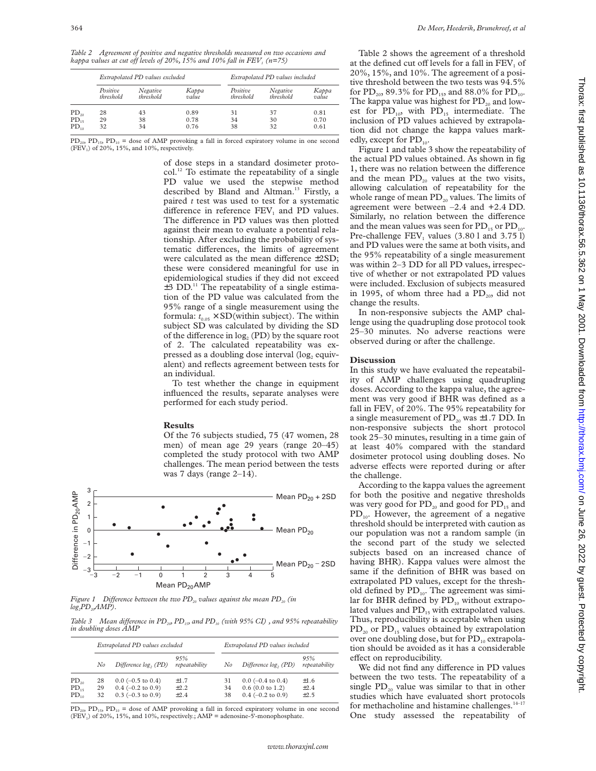*Table 2 Agreement of positive and negative thresholds measured on two occasions and kappa values at cut off levels of 20%, 15% and 10% fall in $FEV_1$ (n=75)*

| | Extrapolated PD values excluded | | | Extrapolated PD values included | | |
|---|---|---|---|---|---|---|
| | Positive threshold | Negative threshold | Kappa value | Positive threshold | Negative threshold | Kappa value |
| $PD_{20}$ | 28 | 43 | 0.89 | 31 | 37 | 0.81 |
| $PD_{15}$ | 29 | 38 | 0.78 | 34 | 30 | 0.70 |
| $PD_{10}$ | 32 | 34 | 0.76 | 38 | 32 | 0.61 |

$PD_{20}$, $PD_{15}$, $PD_{10}$ = dose of AMP provoking a fall in forced expiratory volume in one second ($FEV_1$) of 20%, 15%, and 10%, respectively.

of dose steps in a standard dosimeter protocol.[12] To estimate the repeatability of a single PD value we used the stepwise method described by Bland and Altman.[13] Firstly, a paired *t* test was used to test for a systematic difference in reference $FEV_1$ and PD values. The difference in PD values was then plotted against their mean to evaluate a potential relationship. After excluding the probability of systematic differences, the limits of agreement were calculated as the mean difference ±2SD; these were considered meaningful for use in epidemiological studies if they did not exceed ±3 DD.[11] The repeatability of a single estimation of the PD value was calculated from the 95% range of a single measurement using the formula: $t_{0.05} \times$ SD(within subject). The within subject SD was calculated by dividing the SD of the difference in $\log_2$ (PD) by the square root of 2. The calculated repeatability was expressed as a doubling dose interval ($\log_2$ equivalent) and reflects agreement between tests for an individual.

To test whether the change in equipment influenced the results, separate analyses were performed for each study period.

## Results

Of the 76 subjects studied, 75 (47 women, 28 men) of mean age 29 years (range 20–45) completed the study protocol with two AMP challenges. The mean period between the tests was 7 days (range 2–14).

*Figure 1 Difference between the two $PD_{20}$ values against the mean $PD_{20}$ (in $\log_2 PD_{20}$AMP).*

*Table 3 Mean difference in $PD_{20}$, $PD_{15}$, and $PD_{10}$ (with 95% CI) , and 95% repeatability in doubling doses AMP*

| | Extrapolated PD values excluded | | | Extrapolated PD values included | | |
|---|---|---|---|---|---|---|
| | No | Difference $\log_2$ (PD) | 95% repeatability | No | Difference $\log_2$ (PD) | 95% repeatability |
| $PD_{20}$ | 28 | 0.0 (–0.5 to 0.4) | ±1.7 | 31 | 0.0 (–0.4 to 0.4) | ±1.6 |
| $PD_{15}$ | 29 | 0.4 (–0.2 to 0.9) | ±2.2 | 34 | 0.6 (0.0 to 1.2) | ±2.4 |
| $PD_{10}$ | 32 | 0.3 (–0.3 to 0.9) | ±2.4 | 38 | 0.4 (–0.2 to 0.9) | ±2.5 |

$PD_{20}$, $PD_{15}$, $PD_{10}$ = dose of AMP provoking a fall in forced expiratory volume in one second ($FEV_1$) of 20%, 15%, and 10%, respectively.; AMP = adenosine-5'-monophosphate.

Table 2 shows the agreement of a threshold at the defined cut off levels for a fall in $FEV_1$ of 20%, 15%, and 10%. The agreement of a positive threshold between the two tests was 94.5% for $PD_{20}$, 89.3% for $PD_{15}$, and 88.0% for $PD_{10}$. The kappa value was highest for $PD_{20}$ and lowest for $PD_{10}$, with $PD_{15}$ intermediate. The inclusion of PD values achieved by extrapolation did not change the kappa values markedly, except for $PD_{10}$.

Figure 1 and table 3 show the repeatability of the actual PD values obtained. As shown in fig 1, there was no relation between the difference and the mean $PD_{20}$ values at the two visits, allowing calculation of repeatability for the whole range of mean $PD_{20}$ values. The limits of agreement were between –2.4 and +2.4 DD. Similarly, no relation between the difference and the mean values was seen for $PD_{15}$ or $PD_{10}$. Pre-challenge $FEV_1$ values (3.80 l and 3.75 l) and PD values were the same at both visits, and the 95% repeatability of a single measurement was within 2–3 DD for all PD values, irrespective of whether or not extrapolated PD values were included. Exclusion of subjects measured in 1995, of whom three had a $PD_{20}$, did not change the results.

In non-responsive subjects the AMP challenge using the quadrupling dose protocol took 25–30 minutes. No adverse reactions were observed during or after the challenge.

## Discussion

In this study we have evaluated the repeatability of AMP challenges using quadrupling doses. According to the kappa value, the agreement was very good if BHR was defined as a fall in $FEV_1$ of 20%. The 95% repeatability for a single measurement of $PD_{20}$ was ±1.7 DD. In non-responsive subjects the short protocol took 25–30 minutes, resulting in a time gain of at least 40% compared with the standard dosimeter protocol using doubling doses. No adverse effects were reported during or after the challenge.

According to the kappa values the agreement for both the positive and negative thresholds was very good for $PD_{20}$ and good for $PD_{15}$ and $PD_{10}$. However, the agreement of a negative threshold should be interpreted with caution as our population was not a random sample (in the second part of the study we selected subjects based on an increased chance of having BHR). Kappa values were almost the same if the definition of BHR was based on extrapolated PD values, except for the threshold defined by $PD_{10}$. The agreement was similar for BHR defined by $PD_{10}$ without extrapolated values and $PD_{15}$ with extrapolated values. Thus, reproducibility is acceptable when using $PD_{20}$ or $PD_{15}$ values obtained by extrapolation over one doubling dose, but for $PD_{10}$ extrapolation should be avoided as it has a considerable effect on reproducibility.

We did not find any difference in PD values between the two tests. The repeatability of a single $PD_{20}$ value was similar to that in other studies which have evaluated short protocols for methacholine and histamine challenges.[14–17] One study assessed the repeatability of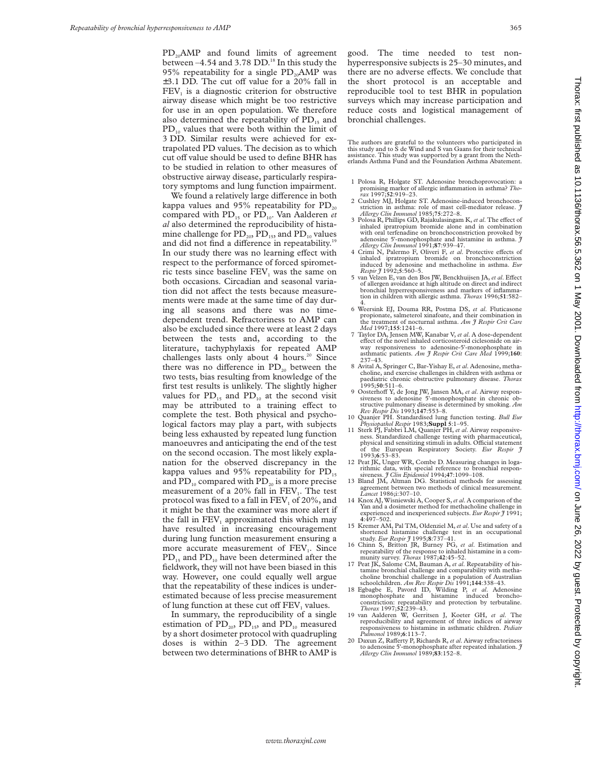$PD_{20}AMP$ and found limits of agreement between –4.54 and 3.78 DD.[18] In this study the 95% repeatability for a single $PD_{20}AMP$ was ±3.1 DD. The cut off value for a 20% fall in $FEV_1$ is a diagnostic criterion for obstructive airway disease which might be too restrictive for use in an open population. We therefore also determined the repeatability of $PD_{15}$ and $PD_{10}$ values that were both within the limit of 3 DD. Similar results were achieved for extrapolated PD values. The decision as to which cut off value should be used to define BHR has to be studied in relation to other measures of obstructive airway disease, particularly respiratory symptoms and lung function impairment.

We found a relatively large difference in both kappa values and 95% repeatability for $PD_{20}$ compared with $PD_{15}$ or $PD_{10}$. Van Aalderen *et al* also determined the reproducibility of histamine challenge for $PD_{20}$, $PD_{15}$, and $PD_{10}$ values and did not find a difference in repeatability.[19] In our study there was no learning effect with respect to the performance of forced spirometric tests since baseline $FEV_1$ was the same on both occasions. Circadian and seasonal variation did not affect the tests because measurements were made at the same time of day during all seasons and there was no time-dependent trend. Refractoriness to AMP can also be excluded since there were at least 2 days between the tests and, according to the literature, tachyphylaxis for repeated AMP challenges lasts only about 4 hours.[20] Since there was no difference in $PD_{20}$ between the two tests, bias resulting from knowledge of the first test results is unlikely. The slightly higher values for $PD_{15}$ and $PD_{10}$ at the second visit may be attributed to a training effect to complete the test. Both physical and psychological factors may play a part, with subjects being less exhausted by repeated lung function manoeuvres and anticipating the end of the test on the second occasion. The most likely explanation for the observed discrepancy in the kappa values and 95% repeatability for $PD_{15}$ and $PD_{10}$ compared with $PD_{20}$ is a more precise measurement of a 20% fall in $FEV_1$. The test protocol was fixed to a fall in $FEV_1$ of 20%, and it might be that the examiner was more alert if the fall in $FEV_1$ approximated this which may have resulted in increasing encouragement during lung function measurement ensuring a more accurate measurement of $FEV_1$. Since $PD_{15}$ and $PD_{10}$ have been determined after the fieldwork, they will not have been biased in this way. However, one could equally well argue that the repeatability of these indices is underestimated because of less precise measurement of lung function at these cut off $FEV_1$ values.

In summary, the reproducibility of a single estimation of $PD_{20}$, $PD_{15}$, and $PD_{10}$ measured by a short dosimeter protocol with quadrupling doses is within 2–3 DD. The agreement between two determinations of BHR to AMP is good. The time needed to test non-hyperresponsive subjects is 25–30 minutes, and there are no adverse effects. We conclude that the short protocol is an acceptable and reproducible tool to test BHR in population surveys which may increase participation and reduce costs and logistical management of bronchial challenges.

The authors are grateful to the volunteers who participated in this study and to S de Wind and S van Gaans for their technical assistance. This study was supported by a grant from the Netherlands Asthma Fund and the Foundation Asthma Abatement.

1. Polosa R, Holgate ST. Adenosine bronchoprovocation: a promising marker of allergic inflammation in asthma? *Thorax* 1997;**52**:919–23.
2. Cushley MJ, Holgate ST. Adenosine-induced bronchoconstriction in asthma: role of mast cell-mediator release. *J Allergy Clin Immunol* 1985;**75**:272–8.
3. Polosa R, Phillips GD, Rajakulasingam K, *et al*. The effect of inhaled ipratropium bromide alone and in combination with oral terfenadine on bronchoconstriction provoked by adenosine 5'-monophosphate and histamine in asthma. *J Allergy Clin Immunol* 1991;**87**:939–47.
4. Crimi N, Palermo F, Oliveri F, *et al*. Protective effects of inhaled ipratropium bromide on bronchoconstriction induced by adenosine and methacholine in asthma. *Eur Respir J* 1992;**5**:560–5.
5. van Velzen E, van den Bos JW, Benckhuijsen JA, *et al*. Effect of allergen avoidance at high altitude on direct and indirect bronchial hyperresponsiveness and markers of inflammation in children with allergic asthma. *Thorax* 1996;**51**:582–4.
6. Weersink EJ, Douma RR, Postma DS, *et al*. Fluticasone propionate, salmeterol xinafoate, and their combination in the treatment of nocturnal asthma. *Am J Respir Crit Care Med* 1997;**155**:1241–6.
7. Taylor DA, Jensen MW, Kanabar V, *et al*. A dose-dependent effect of the novel inhaled corticosteroid ciclesonide on airway responsiveness to adenosine-5'-monophosphate in asthmatic patients. *Am J Respir Crit Care Med* 1999;**160**:237–43.
8. Avital A, Springer C, Bar-Yishay E, *et al*. Adenosine, methacholine, and exercise challenges in children with asthma or paediatric chronic obstructive pulmonary disease. *Thorax* 1995;**50**:511–6.
9. Oosterhoff Y, de Jong JW, Jansen MA, *et al*. Airway responsiveness to adenosine 5'-monophosphate in chronic obstructive pulmonary disease is determined by smoking. *Am Rev Respir Dis* 1993;**147**:553–8.
10. Quanjer PH. Standardised lung function testing. *Bull Eur Physiopathol Respir* 1983;**Suppl 5**:1–95.
11. Sterk PJ, Fabbri LM, Quanjer PH, *et al*. Airway responsiveness. Standardized challenge testing with pharmaceutical, physical and sensitizing stimuli in adults. Official statement of the European Respiratory Society. *Eur Respir J* 1993;**6**:53–83.
12. Peat JK, Unger WR, Combe D. Measuring changes in logarithmic data, with special reference to bronchial responsiveness. *J Clin Epidemiol* 1994;**47**:1099–108.
13. Bland JM, Altman DG. Statistical methods for assessing agreement between two methods of clinical measurement. *Lancet* 1986;i:307–10.
14. Knox AJ, Wisniewski A, Cooper S, *et al*. A comparison of the Yan and a dosimeter method for methacholine challenge in experienced and inexperienced subjects. *Eur Respir J* 1991; **4**:497–502.
15. Kremer AM, Pal TM, Oldenziel M, *et al*. Use and safety of a shortened histamine challenge test in an occupational study. *Eur Respir J* 1995;**8**:737–41.
16. Chinn S, Britton JR, Burney PG, *et al*. Estimation and repeatability of the response to inhaled histamine in a community survey. *Thorax* 1987;**42**:45–52.
17. Peat JK, Salome CM, Bauman A, *et al*. Repeatability of histamine bronchial challenge and comparability with methacholine bronchial challenge in a population of Australian schoolchildren. *Am Rev Respir Dis* 1991;**144**:338–43.
18. Egbagbe E, Pavord ID, Wilding P, *et al*. Adenosine monophosphate and histamine induced bronchoconstriction: repeatability and protection by terbutaline. *Thorax* 1997;**52**:239–43.
19. van Aalderen W, Gerritsen J, Koeter GH, *et al*. The reproducibility and agreement of three indices of airway responsiveness to histamine in asthmatic children. *Pediatr Pulmonol* 1989;**6**:113–7.
20. Daxun Z, Rafferty P, Richards R, *et al*. Airway refractoriness to adenosine 5'-monophosphate after repeated inhalation. *J Allergy Clin Immunol* 1989;**83**:152–8.